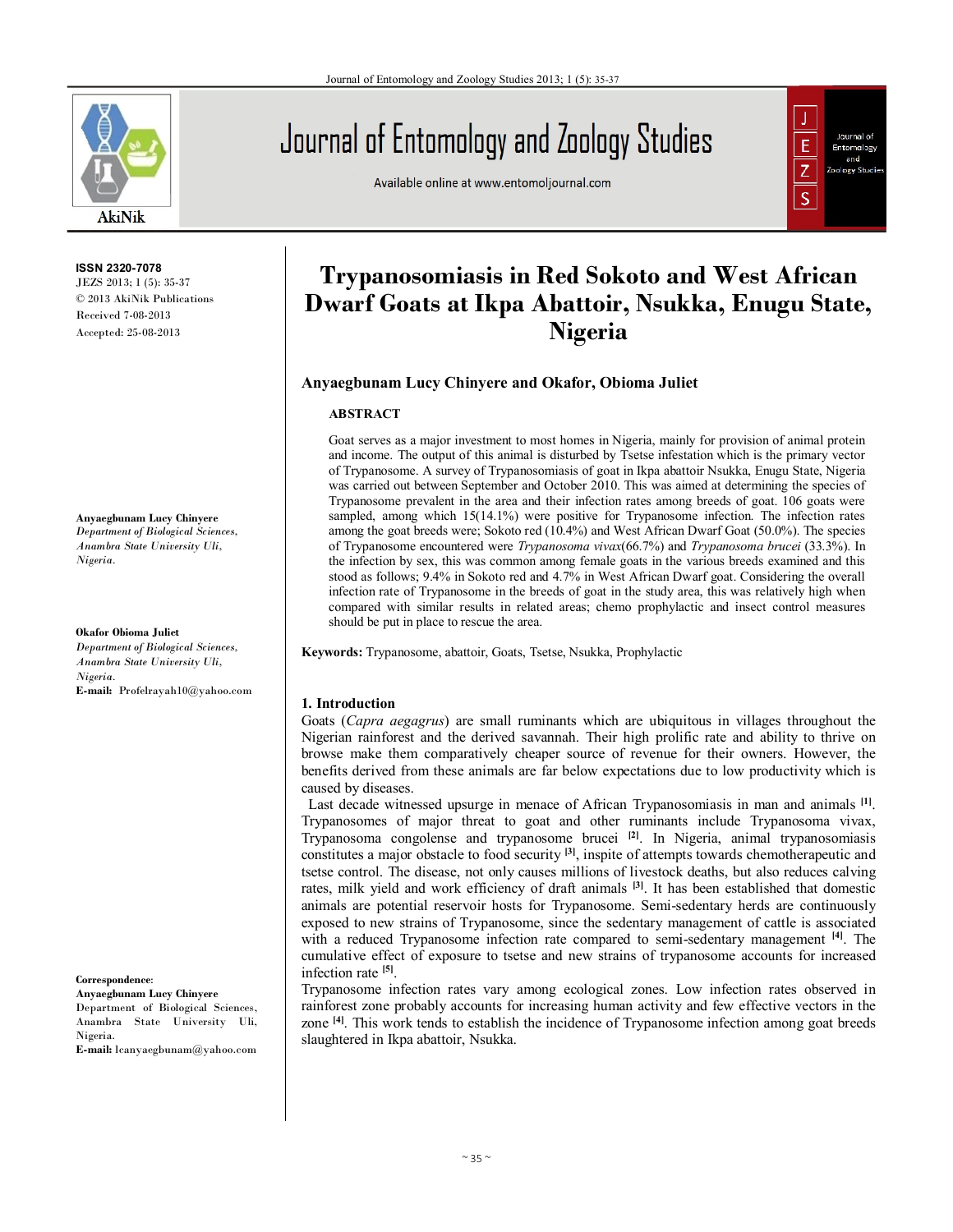# Trypanosomiasis in Red Sokoto and West African Dwarf Goats at Ikpa Abattoir, Nsukka, Enugu State, Nigeria

**Anyaegbunam Lucy Chinyere and Okafor, Obioma Juliet**

ISSN 2320-7078
JEZS 2013; 1 (5): 35-37
© 2013 AkiNik Publications
Received 7-08-2013
Accepted: 25-08-2013

**Anyaegbunam Lucy Chinyere**
*Department of Biological Sciences, Anambra State University Uli, Nigeria.*

**Okafor Obioma Juliet**
*Department of Biological Sciences, Anambra State University Uli, Nigeria.*
**E-mail:** Profelrayah10@yahoo.com

**Correspondence:**
**Anyaegbunam Lucy Chinyere**
Department of Biological Sciences, Anambra State University Uli, Nigeria.
**E-mail:** lcanyaegbunam@yahoo.com

### ABSTRACT

Goat serves as a major investment to most homes in Nigeria, mainly for provision of animal protein and income. The output of this animal is disturbed by Tsetse infestation which is the primary vector of Trypanosome. A survey of Trypanosomiasis of goat in Ikpa abattoir Nsukka, Enugu State, Nigeria was carried out between September and October 2010. This was aimed at determining the species of Trypanosome prevalent in the area and their infection rates among breeds of goat. 106 goats were sampled, among which 15(14.1%) were positive for Trypanosome infection. The infection rates among the goat breeds were; Sokoto red (10.4%) and West African Dwarf Goat (50.0%). The species of Trypanosome encountered were *Trypanosoma vivax*(66.7%) and *Trypanosoma brucei* (33.3%). In the infection by sex, this was common among female goats in the various breeds examined and this stood as follows; 9.4% in Sokoto red and 4.7% in West African Dwarf goat. Considering the overall infection rate of Trypanosome in the breeds of goat in the study area, this was relatively high when compared with similar results in related areas; chemo prophylactic and insect control measures should be put in place to rescue the area.

**Keywords:** Trypanosome, abattoir, Goats, Tsetse, Nsukka, Prophylactic

## 1. Introduction

Goats (*Capra aegagrus*) are small ruminants which are ubiquitous in villages throughout the Nigerian rainforest and the derived savannah. Their high prolific rate and ability to thrive on browse make them comparatively cheaper source of revenue for their owners. However, the benefits derived from these animals are far below expectations due to low productivity which is caused by diseases.

Last decade witnessed upsurge in menace of African Trypanosomiasis in man and animals [1]. Trypanosomes of major threat to goat and other ruminants include Trypanosoma vivax, Trypanosoma congolense and trypanosome brucei [2]. In Nigeria, animal trypanosomiasis constitutes a major obstacle to food security [3], inspite of attempts towards chemotherapeutic and tsetse control. The disease, not only causes millions of livestock deaths, but also reduces calving rates, milk yield and work efficiency of draft animals [3]. It has been established that domestic animals are potential reservoir hosts for Trypanosome. Semi-sedentary herds are continuously exposed to new strains of Trypanosome, since the sedentary management of cattle is associated with a reduced Trypanosome infection rate compared to semi-sedentary management [4]. The cumulative effect of exposure to tsetse and new strains of trypanosome accounts for increased infection rate [5].

Trypanosome infection rates vary among ecological zones. Low infection rates observed in rainforest zone probably accounts for increasing human activity and few effective vectors in the zone [4]. This work tends to establish the incidence of Trypanosome infection among goat breeds slaughtered in Ikpa abattoir, Nsukka.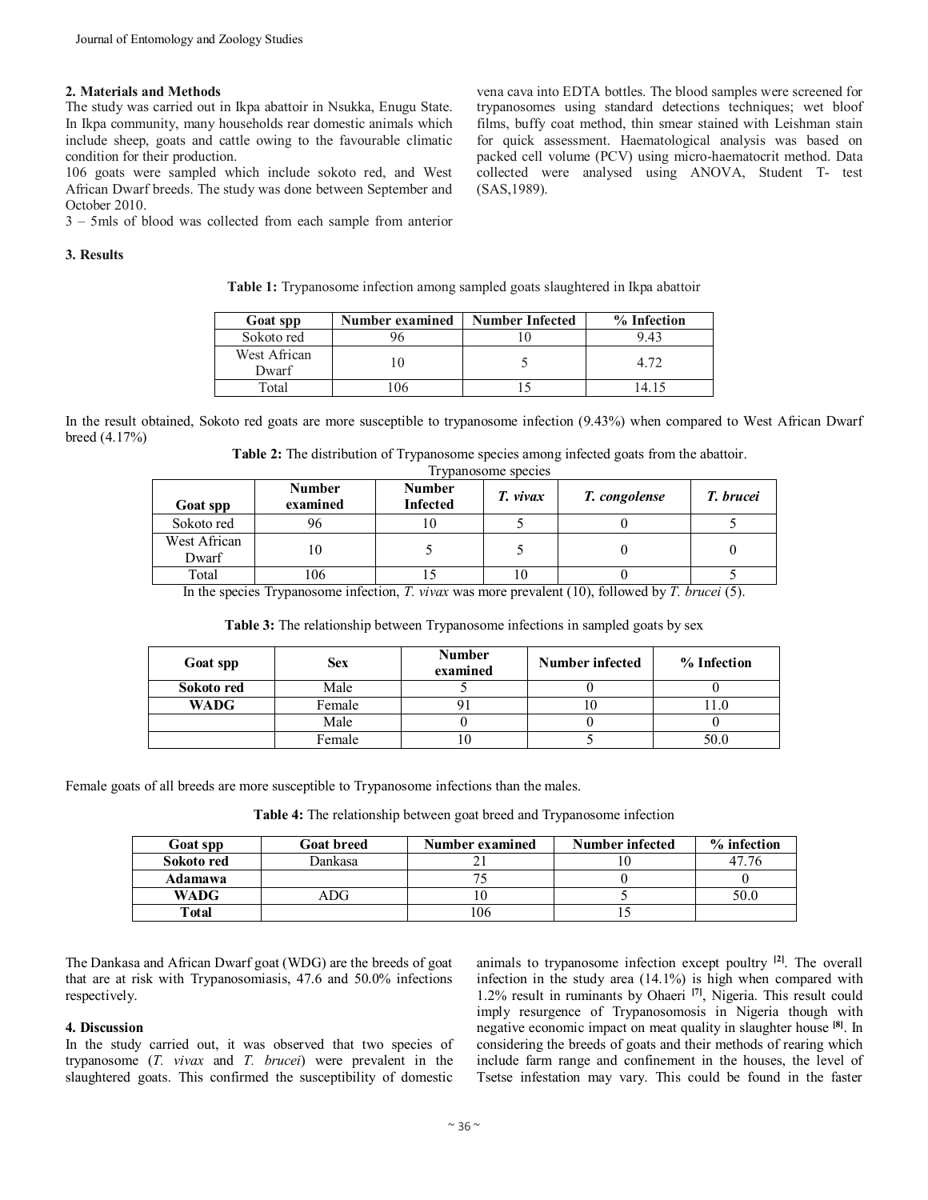## 2. Materials and Methods

The study was carried out in Ikpa abattoir in Nsukka, Enugu State. In Ikpa community, many households rear domestic animals which include sheep, goats and cattle owing to the favourable climatic condition for their production.

106 goats were sampled which include sokoto red, and West African Dwarf breeds. The study was done between September and October 2010.

3 – 5mls of blood was collected from each sample from anterior vena cava into EDTA bottles. The blood samples were screened for trypanosomes using standard detections techniques; wet bloof films, buffy coat method, thin smear stained with Leishman stain for quick assessment. Haematological analysis was based on packed cell volume (PCV) using micro-haematocrit method. Data collected were analysed using ANOVA, Student T- test (SAS,1989).

## 3. Results

**Table 1:** Trypanosome infection among sampled goats slaughtered in Ikpa abattoir

| Goat spp | Number examined | Number Infected | % Infection |
|---|---|---|---|
| Sokoto red | 96 | 10 | 9.43 |
| West African Dwarf | 10 | 5 | 4.72 |
| Total | 106 | 15 | 14.15 |

In the result obtained, Sokoto red goats are more susceptible to trypanosome infection (9.43%) when compared to West African Dwarf breed (4.17%)

**Table 2:** The distribution of Trypanosome species among infected goats from the abattoir.

| Goat spp | Number examined | Number Infected | Trypanosome species | | |
|---|---|---|---|---|---|
| | | | *T. vivax* | *T. congolense* | *T. brucei* |
| Sokoto red | 96 | 10 | 5 | 0 | 5 |
| West African Dwarf | 10 | 5 | 5 | 0 | 0 |
| Total | 106 | 15 | 10 | 0 | 5 |

In the species Trypanosome infection, *T. vivax* was more prevalent (10), followed by *T. brucei* (5).

**Table 3:** The relationship between Trypanosome infections in sampled goats by sex

| Goat spp | Sex | Number examined | Number infected | % Infection |
|---|---|---|---|---|
| **Sokoto red** | Male | 5 | 0 | 0 |
| **WADG** | Female | 91 | 10 | 11.0 |
| | Male | 0 | 0 | 0 |
| | Female | 10 | 5 | 50.0 |

Female goats of all breeds are more susceptible to Trypanosome infections than the males.

**Table 4:** The relationship between goat breed and Trypanosome infection

| Goat spp | Goat breed | Number examined | Number infected | % infection |
|---|---|---|---|---|
| **Sokoto red** | Dankasa | 21 | 10 | 47.76 |
| **Adamawa** | | 75 | 0 | 0 |
| **WADG** | ADG | 10 | 5 | 50.0 |
| **Total** | | 106 | 15 | |

The Dankasa and African Dwarf goat (WDG) are the breeds of goat that are at risk with Trypanosomiasis, 47.6 and 50.0% infections respectively.

## 4. Discussion

In the study carried out, it was observed that two species of trypanosome (*T. vivax* and *T. brucei*) were prevalent in the slaughtered goats. This confirmed the susceptibility of domestic animals to trypanosome infection except poultry [2]. The overall infection in the study area (14.1%) is high when compared with 1.2% result in ruminants by Ohaeri [7], Nigeria. This result could imply resurgence of Trypanosomosis in Nigeria though with negative economic impact on meat quality in slaughter house [8]. In considering the breeds of goats and their methods of rearing which include farm range and confinement in the houses, the level of Tsetse infestation may vary. This could be found in the faster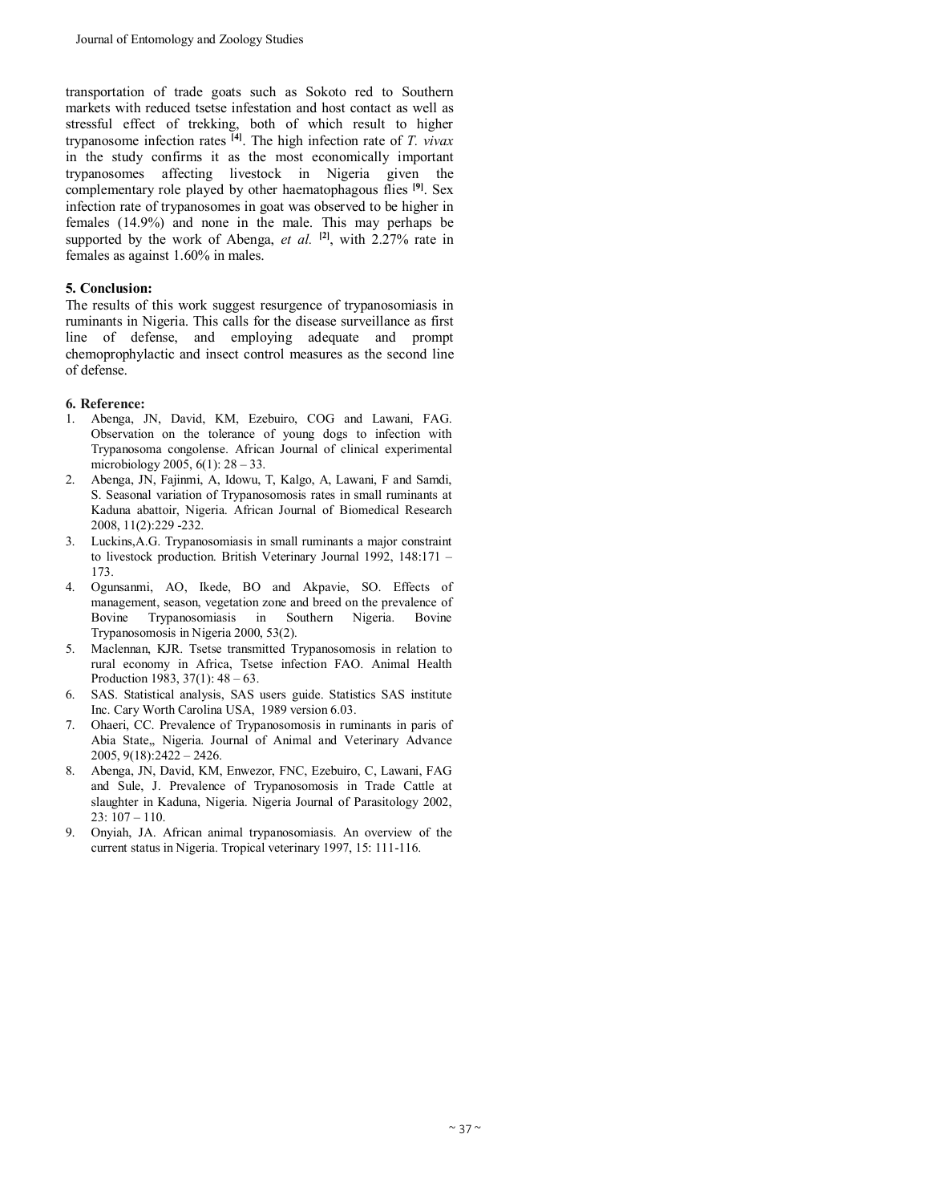transportation of trade goats such as Sokoto red to Southern markets with reduced tsetse infestation and host contact as well as stressful effect of trekking, both of which result to higher trypanosome infection rates [4]. The high infection rate of *T. vivax* in the study confirms it as the most economically important trypanosomes affecting livestock in Nigeria given the complementary role played by other haematophagous flies [9]. Sex infection rate of trypanosomes in goat was observed to be higher in females (14.9%) and none in the male. This may perhaps be supported by the work of Abenga, *et al.* [2], with 2.27% rate in females as against 1.60% in males.

## 5. Conclusion:

The results of this work suggest resurgence of trypanosomiasis in ruminants in Nigeria. This calls for the disease surveillance as first line of defense, and employing adequate and prompt chemoprophylactic and insect control measures as the second line of defense.

## 6. Reference:

1. Abenga, JN, David, KM, Ezebuiro, COG and Lawani, FAG. Observation on the tolerance of young dogs to infection with Trypanosoma congolense. African Journal of clinical experimental microbiology 2005, 6(1): 28 – 33.
2. Abenga, JN, Fajinmi, A, Idowu, T, Kalgo, A, Lawani, F and Samdi, S. Seasonal variation of Trypanosomosis rates in small ruminants at Kaduna abattoir, Nigeria. African Journal of Biomedical Research 2008, 11(2):229 -232.
3. Luckins,A.G. Trypanosomiasis in small ruminants a major constraint to livestock production. British Veterinary Journal 1992, 148:171 – 173.
4. Ogunsanmi, AO, Ikede, BO and Akpavie, SO. Effects of management, season, vegetation zone and breed on the prevalence of Bovine Trypanosomiasis in Southern Nigeria. Bovine Trypanosomosis in Nigeria 2000, 53(2).
5. Maclennan, KJR. Tsetse transmitted Trypanosomosis in relation to rural economy in Africa, Tsetse infection FAO. Animal Health Production 1983, 37(1): 48 – 63.
6. SAS. Statistical analysis, SAS users guide. Statistics SAS institute Inc. Cary Worth Carolina USA, 1989 version 6.03.
7. Ohaeri, CC. Prevalence of Trypanosomosis in ruminants in paris of Abia State,, Nigeria. Journal of Animal and Veterinary Advance 2005, 9(18):2422 – 2426.
8. Abenga, JN, David, KM, Enwezor, FNC, Ezebuiro, C, Lawani, FAG and Sule, J. Prevalence of Trypanosomosis in Trade Cattle at slaughter in Kaduna, Nigeria. Nigeria Journal of Parasitology 2002, 23: 107 – 110.
9. Onyiah, JA. African animal trypanosomiasis. An overview of the current status in Nigeria. Tropical veterinary 1997, 15: 111-116.